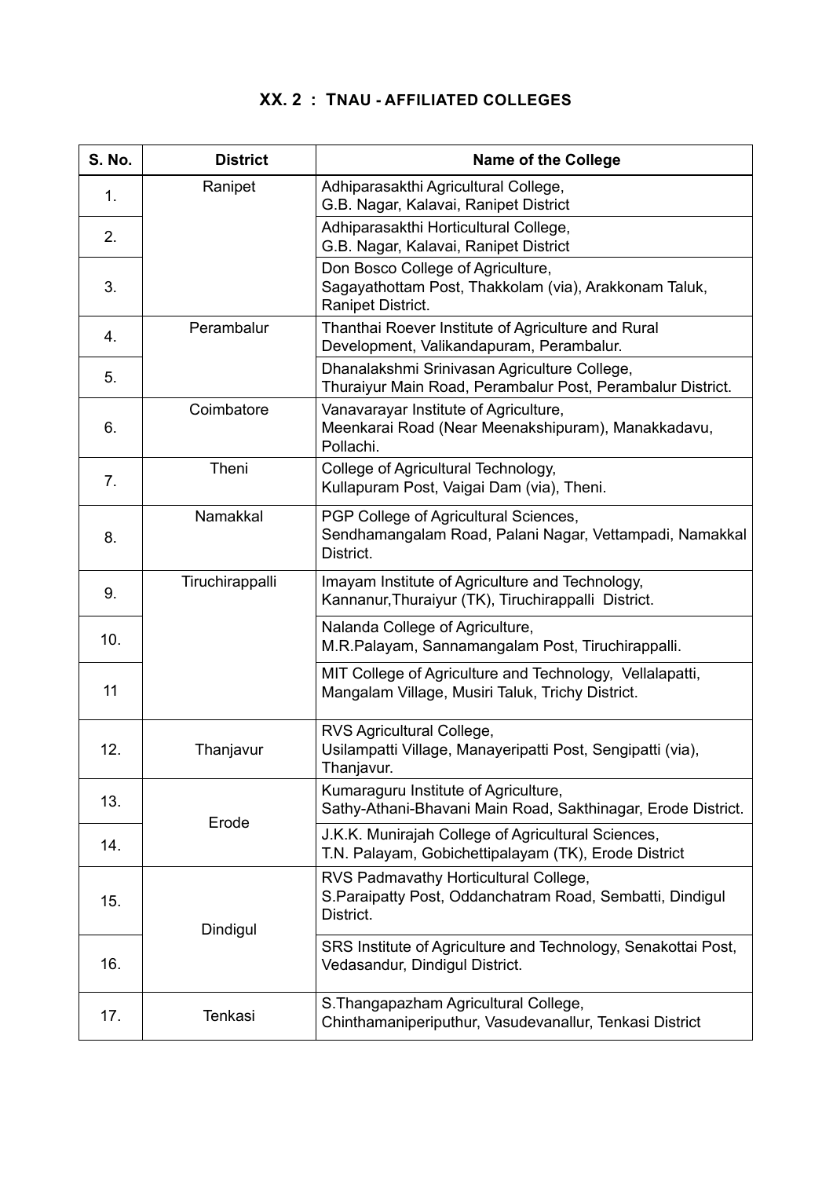## XX. 2 : TNAU - AFFILIATED COLLEGES

| S. No. | District | Name of the College |
|---|---|---|
| 1. | Ranipet | Adhiparasakthi Agricultural College, G.B. Nagar, Kalavai, Ranipet District |
| 2. | | Adhiparasakthi Horticultural College, G.B. Nagar, Kalavai, Ranipet District |
| 3. | | Don Bosco College of Agriculture, Sagayathottam Post, Thakkolam (via), Arakkonam Taluk, Ranipet District. |
| 4. | Perambalur | Thanthai Roever Institute of Agriculture and Rural Development, Valikandapuram, Perambalur. |
| 5. | | Dhanalakshmi Srinivasan Agriculture College, Thuraiyur Main Road, Perambalur Post, Perambalur District. |
| 6. | Coimbatore | Vanavarayar Institute of Agriculture, Meenkarai Road (Near Meenakshipuram), Manakkadavu, Pollachi. |
| 7. | Theni | College of Agricultural Technology, Kullapuram Post, Vaigai Dam (via), Theni. |
| 8. | Namakkal | PGP College of Agricultural Sciences, Sendhamangalam Road, Palani Nagar, Vettampadi, Namakkal District. |
| 9. | Tiruchirappalli | Imayam Institute of Agriculture and Technology, Kannanur,Thuraiyur (TK), Tiruchirappalli District. |
| 10. | | Nalanda College of Agriculture, M.R.Palayam, Sannamangalam Post, Tiruchirappalli. |
| 11 | | MIT College of Agriculture and Technology, Vellalapatti, Mangalam Village, Musiri Taluk, Trichy District. |
| 12. | Thanjavur | RVS Agricultural College, Usilampatti Village, Manayeripatti Post, Sengipatti (via), Thanjavur. |
| 13. | Erode | Kumaraguru Institute of Agriculture, Sathy-Athani-Bhavani Main Road, Sakthinagar, Erode District. |
| 14. | | J.K.K. Munirajah College of Agricultural Sciences, T.N. Palayam, Gobichettipalayam (TK), Erode District |
| 15. | Dindigul | RVS Padmavathy Horticultural College, S.Paraipatty Post, Oddanchatram Road, Sembatti, Dindigul District. |
| 16. | | SRS Institute of Agriculture and Technology, Senakottai Post, Vedasandur, Dindigul District. |
| 17. | Tenkasi | S.Thangapazham Agricultural College, Chinthamaniperiputhur, Vasudevanallur, Tenkasi District |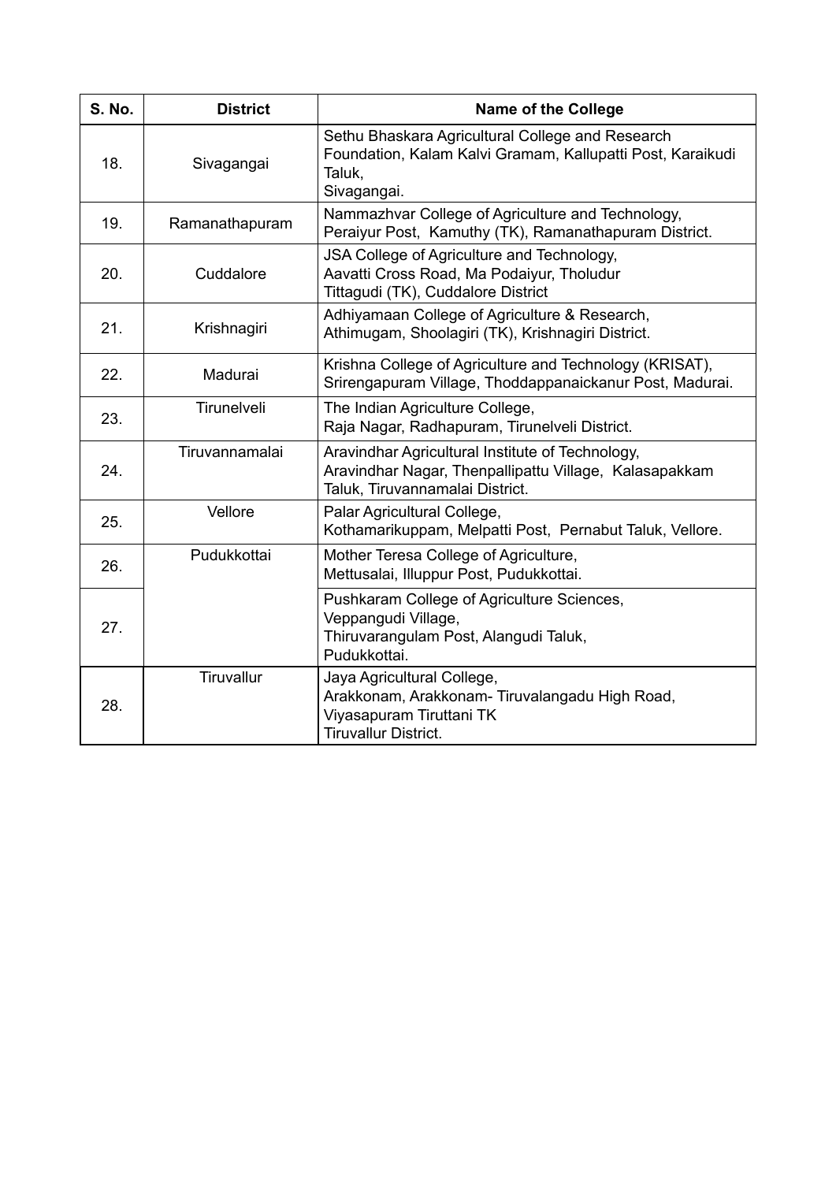| S. No. | District | Name of the College |
|---|---|---|
| 18. | Sivagangai | Sethu Bhaskara Agricultural College and Research Foundation, Kalam Kalvi Gramam, Kallupatti Post, Karaikudi Taluk, Sivagangai. |
| 19. | Ramanathapuram | Nammazhvar College of Agriculture and Technology, Peraiyur Post, Kamuthy (TK), Ramanathapuram District. |
| 20. | Cuddalore | JSA College of Agriculture and Technology, Aavatti Cross Road, Ma Podaiyur, Tholudur Tittagudi (TK), Cuddalore District |
| 21. | Krishnagiri | Adhiyamaan College of Agriculture & Research, Athimugam, Shoolagiri (TK), Krishnagiri District. |
| 22. | Madurai | Krishna College of Agriculture and Technology (KRISAT), Srirengapuram Village, Thoddappanaickanur Post, Madurai. |
| 23. | Tirunelveli | The Indian Agriculture College, Raja Nagar, Radhapuram, Tirunelveli District. |
| 24. | Tiruvannamalai | Aravindhar Agricultural Institute of Technology, Aravindhar Nagar, Thenpallipattu Village, Kalasapakkam Taluk, Tiruvannamalai District. |
| 25. | Vellore | Palar Agricultural College, Kothamarikuppam, Melpatti Post, Pernabut Taluk, Vellore. |
| 26. | Pudukkottai | Mother Teresa College of Agriculture, Mettusalai, Illuppur Post, Pudukkottai. |
| 27. | | Pushkaram College of Agriculture Sciences, Veppangudi Village, Thiruvarangulam Post, Alangudi Taluk, Pudukkottai. |
| 28. | Tiruvallur | Jaya Agricultural College, Arakkonam, Arakkonam- Tiruvalangadu High Road, Viyasapuram Tiruttani TK Tiruvallur District. |